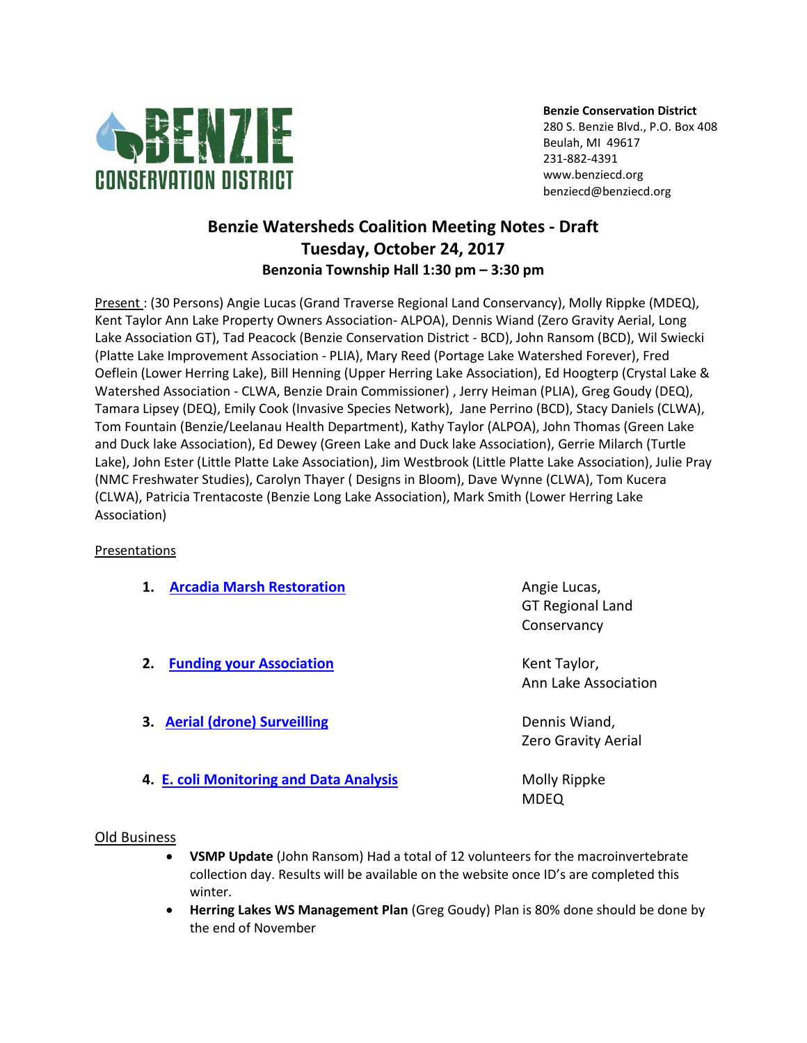**BENZIE CONSERVATION DISTRICT**

**Benzie Conservation District**
280 S. Benzie Blvd., P.O. Box 408
Beulah, MI 49617
231-882-4391
www.benziecd.org
benziecd@benziecd.org

# Benzie Watersheds Coalition Meeting Notes - Draft
## Tuesday, October 24, 2017
### Benzonia Township Hall 1:30 pm – 3:30 pm

Present : (30 Persons) Angie Lucas (Grand Traverse Regional Land Conservancy), Molly Rippke (MDEQ), Kent Taylor Ann Lake Property Owners Association- ALPOA), Dennis Wiand (Zero Gravity Aerial, Long Lake Association GT), Tad Peacock (Benzie Conservation District - BCD), John Ransom (BCD), Wil Swiecki (Platte Lake Improvement Association - PLIA), Mary Reed (Portage Lake Watershed Forever), Fred Oeflein (Lower Herring Lake), Bill Henning (Upper Herring Lake Association) , Ed Hoogterp (Crystal Lake & Watershed Association - CLWA, Benzie Drain Commissioner) , Jerry Heiman (PLIA), Greg Goudy (DEQ), Tamara Lipsey (DEQ), Emily Cook (Invasive Species Network), Jane Perrino (BCD), Stacy Daniels (CLWA), Tom Fountain (Benzie/Leelanau Health Department), Kathy Taylor (ALPOA), John Thomas (Green Lake and Duck lake Association), Ed Dewey (Green Lake and Duck lake Association), Gerrie Milarch (Turtle Lake), John Ester (Little Platte Lake Association), Jim Westbrook (Little Platte Lake Association), Julie Pray (NMC Freshwater Studies), Carolyn Thayer ( Designs in Bloom), Dave Wynne (CLWA), Tom Kucera (CLWA), Patricia Trentacoste (Benzie Long Lake Association), Mark Smith (Lower Herring Lake Association)

Presentations

1. Arcadia Marsh Restoration — Angie Lucas, GT Regional Land Conservancy
2. Funding your Association — Kent Taylor, Ann Lake Association
3. Aerial (drone) Surveilling — Dennis Wiand, Zero Gravity Aerial
4. E. coli Monitoring and Data Analysis — Molly Rippke MDEQ

Old Business

- **VSMP Update** (John Ransom) Had a total of 12 volunteers for the macroinvertebrate collection day. Results will be available on the website once ID's are completed this winter.
- **Herring Lakes WS Management Plan** (Greg Goudy) Plan is 80% done should be done by the end of November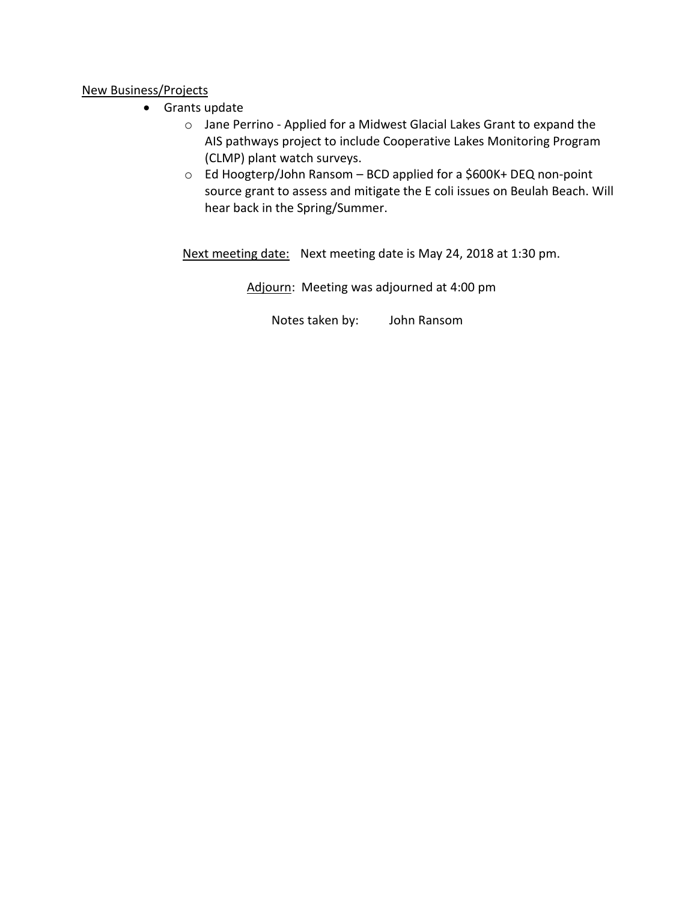<u>New Business/Projects</u>

- Grants update
  - Jane Perrino - Applied for a Midwest Glacial Lakes Grant to expand the AIS pathways project to include Cooperative Lakes Monitoring Program (CLMP) plant watch surveys.
  - Ed Hoogterp/John Ransom – BCD applied for a $600K+ DEQ non-point source grant to assess and mitigate the E coli issues on Beulah Beach. Will hear back in the Spring/Summer.

<u>Next meeting date:</u> Next meeting date is May 24, 2018 at 1:30 pm.

<u>Adjourn</u>: Meeting was adjourned at 4:00 pm

Notes taken by: John Ransom